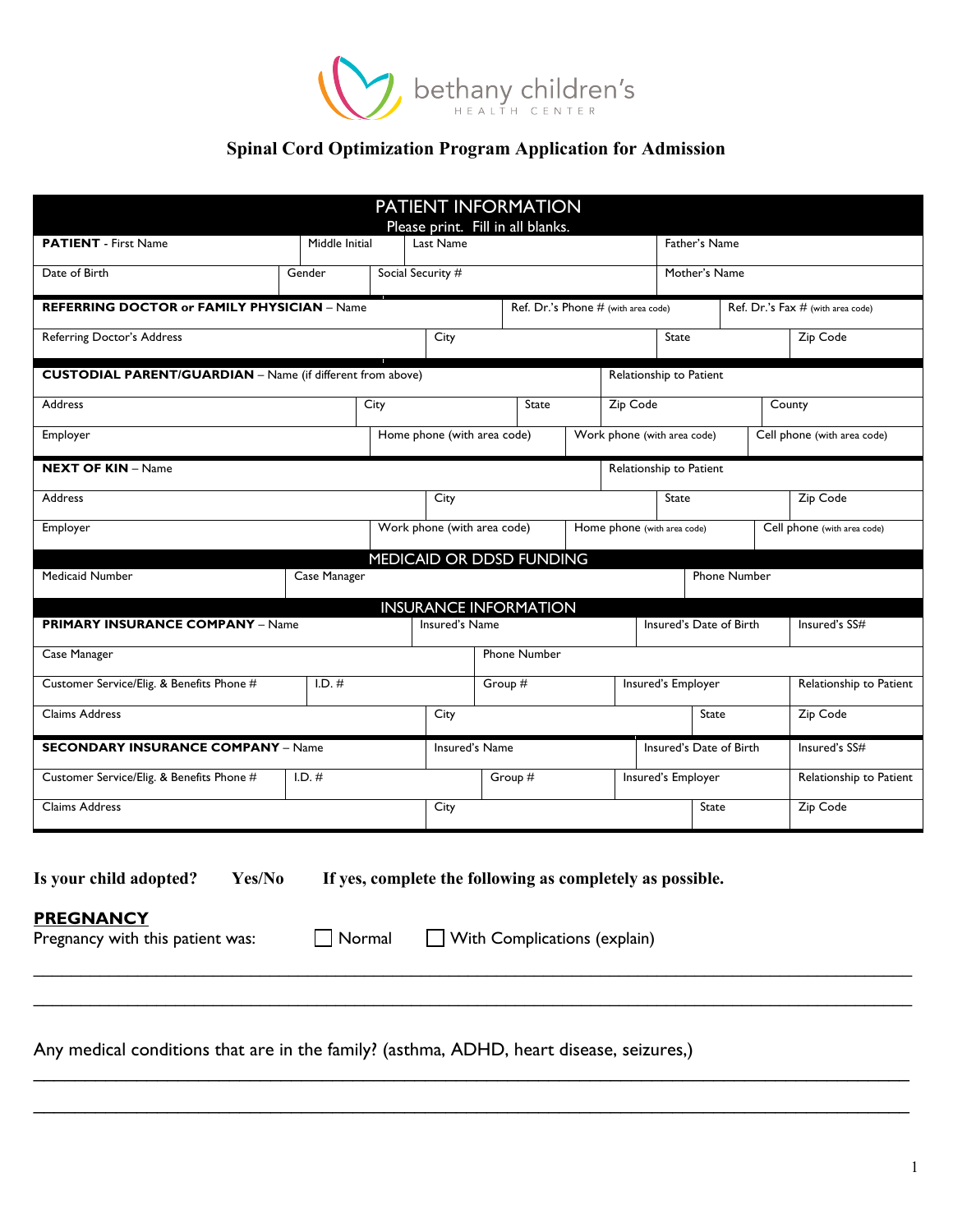bethany children's
HEALTH CENTER

# Spinal Cord Optimization Program Application for Admission

## PATIENT INFORMATION

Please print. Fill in all blanks.

| **PATIENT** - First Name | Middle Initial | Last Name | Father's Name |
|---|---|---|---|
| Date of Birth | Gender | Social Security # | Mother's Name |

| **REFERRING DOCTOR or FAMILY PHYSICIAN** – Name | Ref. Dr.'s Phone # (with area code) | Ref. Dr.'s Fax # (with area code) | |
|---|---|---|---|
| Referring Doctor's Address | City | State | Zip Code |

| **CUSTODIAL PARENT/GUARDIAN** – Name (if different from above) | | | Relationship to Patient | |
|---|---|---|---|---|
| Address | City | State | Zip Code | County |
| Employer | Home phone (with area code) | Work phone (with area code) | Cell phone (with area code) | |

| **NEXT OF KIN** – Name | | Relationship to Patient | |
|---|---|---|---|
| Address | City | State | Zip Code |
| Employer | Work phone (with area code) | Home phone (with area code) | Cell phone (with area code) |

## MEDICAID OR DDSD FUNDING

| Medicaid Number | Case Manager | Phone Number |
|---|---|---|

## INSURANCE INFORMATION

| **PRIMARY INSURANCE COMPANY** – Name | Insured's Name | Insured's Date of Birth | Insured's SS# | |
|---|---|---|---|---|
| Case Manager | Phone Number | | | |
| Customer Service/Elig. & Benefits Phone # | I.D. # | Group # | Insured's Employer | Relationship to Patient |
| Claims Address | City | State | Zip Code | |

| **SECONDARY INSURANCE COMPANY** – Name | Insured's Name | Insured's Date of Birth | Insured's SS# | |
|---|---|---|---|---|
| Customer Service/Elig. & Benefits Phone # | I.D. # | Group # | Insured's Employer | Relationship to Patient |
| Claims Address | City | State | Zip Code | |

**Is your child adopted? Yes/No If yes, complete the following as completely as possible.**

## PREGNANCY

Pregnancy with this patient was: ☐ Normal ☐ With Complications (explain)

\_\_\_\_\_\_\_\_\_\_\_\_\_\_\_\_\_\_\_\_\_\_\_\_\_\_\_\_\_\_\_\_\_\_\_\_\_\_\_\_\_\_\_\_\_\_\_\_\_\_\_\_\_\_\_\_\_\_\_\_\_\_\_\_\_\_\_\_\_\_

\_\_\_\_\_\_\_\_\_\_\_\_\_\_\_\_\_\_\_\_\_\_\_\_\_\_\_\_\_\_\_\_\_\_\_\_\_\_\_\_\_\_\_\_\_\_\_\_\_\_\_\_\_\_\_\_\_\_\_\_\_\_\_\_\_\_\_\_\_\_

Any medical conditions that are in the family? (asthma, ADHD, heart disease, seizures,)

\_\_\_\_\_\_\_\_\_\_\_\_\_\_\_\_\_\_\_\_\_\_\_\_\_\_\_\_\_\_\_\_\_\_\_\_\_\_\_\_\_\_\_\_\_\_\_\_\_\_\_\_\_\_\_\_\_\_\_\_\_\_\_\_\_\_\_\_\_\_

\_\_\_\_\_\_\_\_\_\_\_\_\_\_\_\_\_\_\_\_\_\_\_\_\_\_\_\_\_\_\_\_\_\_\_\_\_\_\_\_\_\_\_\_\_\_\_\_\_\_\_\_\_\_\_\_\_\_\_\_\_\_\_\_\_\_\_\_\_\_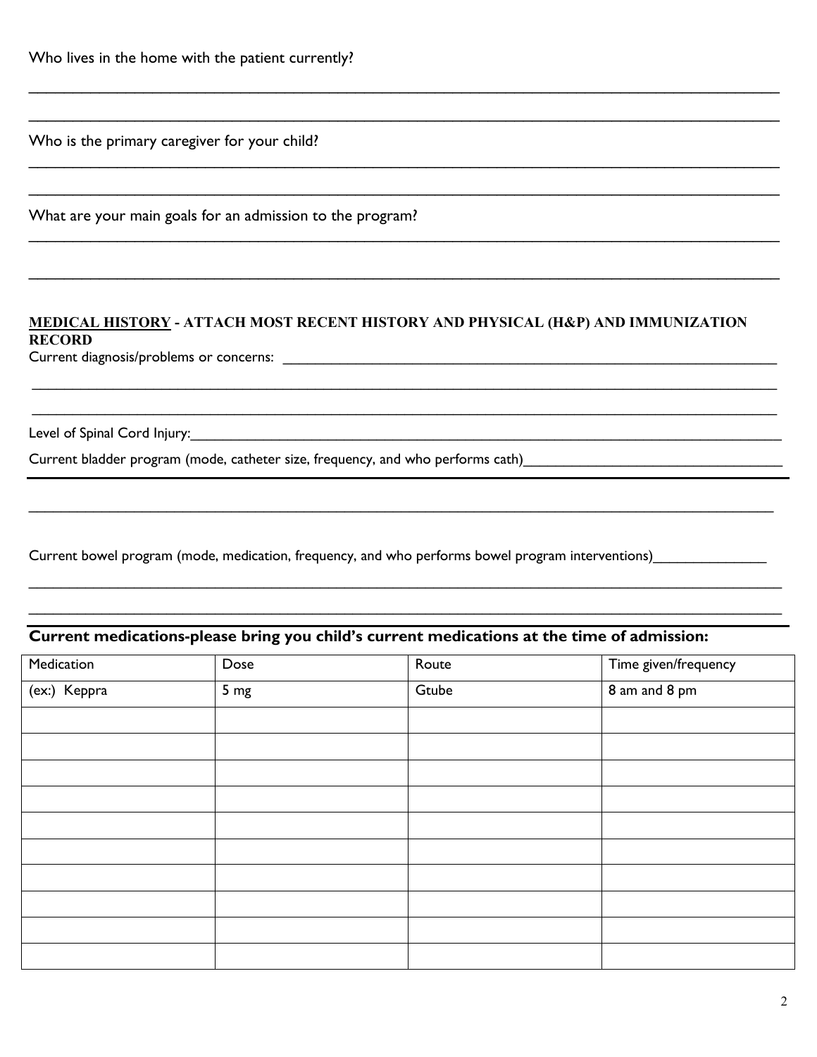Who lives in the home with the patient currently?

\_\_\_\_\_\_\_\_\_\_\_\_\_\_\_\_\_\_\_\_\_\_\_\_\_\_\_\_\_\_\_\_\_\_\_\_\_\_\_\_\_\_\_\_\_\_\_\_\_\_\_\_\_\_\_\_\_\_\_\_\_\_\_\_\_\_\_\_\_\_\_\_\_\_\_\_\_\_\_\_\_\_

\_\_\_\_\_\_\_\_\_\_\_\_\_\_\_\_\_\_\_\_\_\_\_\_\_\_\_\_\_\_\_\_\_\_\_\_\_\_\_\_\_\_\_\_\_\_\_\_\_\_\_\_\_\_\_\_\_\_\_\_\_\_\_\_\_\_\_\_\_\_\_\_\_\_\_\_\_\_\_\_\_\_

Who is the primary caregiver for your child?

\_\_\_\_\_\_\_\_\_\_\_\_\_\_\_\_\_\_\_\_\_\_\_\_\_\_\_\_\_\_\_\_\_\_\_\_\_\_\_\_\_\_\_\_\_\_\_\_\_\_\_\_\_\_\_\_\_\_\_\_\_\_\_\_\_\_\_\_\_\_\_\_\_\_\_\_\_\_\_\_\_\_

\_\_\_\_\_\_\_\_\_\_\_\_\_\_\_\_\_\_\_\_\_\_\_\_\_\_\_\_\_\_\_\_\_\_\_\_\_\_\_\_\_\_\_\_\_\_\_\_\_\_\_\_\_\_\_\_\_\_\_\_\_\_\_\_\_\_\_\_\_\_\_\_\_\_\_\_\_\_\_\_\_\_

What are your main goals for an admission to the program?

\_\_\_\_\_\_\_\_\_\_\_\_\_\_\_\_\_\_\_\_\_\_\_\_\_\_\_\_\_\_\_\_\_\_\_\_\_\_\_\_\_\_\_\_\_\_\_\_\_\_\_\_\_\_\_\_\_\_\_\_\_\_\_\_\_\_\_\_\_\_\_\_\_\_\_\_\_\_\_\_\_\_

\_\_\_\_\_\_\_\_\_\_\_\_\_\_\_\_\_\_\_\_\_\_\_\_\_\_\_\_\_\_\_\_\_\_\_\_\_\_\_\_\_\_\_\_\_\_\_\_\_\_\_\_\_\_\_\_\_\_\_\_\_\_\_\_\_\_\_\_\_\_\_\_\_\_\_\_\_\_\_\_\_\_

## MEDICAL HISTORY - ATTACH MOST RECENT HISTORY AND PHYSICAL (H&P) AND IMMUNIZATION RECORD

Current diagnosis/problems or concerns: \_\_\_\_\_\_\_\_\_\_\_\_\_\_\_\_\_\_\_\_\_\_\_\_\_\_\_\_\_\_\_\_\_\_\_\_\_\_\_\_\_\_\_\_\_\_\_\_\_\_\_\_\_\_

\_\_\_\_\_\_\_\_\_\_\_\_\_\_\_\_\_\_\_\_\_\_\_\_\_\_\_\_\_\_\_\_\_\_\_\_\_\_\_\_\_\_\_\_\_\_\_\_\_\_\_\_\_\_\_\_\_\_\_\_\_\_\_\_\_\_\_\_\_\_\_\_\_\_\_\_\_\_\_\_\_\_

\_\_\_\_\_\_\_\_\_\_\_\_\_\_\_\_\_\_\_\_\_\_\_\_\_\_\_\_\_\_\_\_\_\_\_\_\_\_\_\_\_\_\_\_\_\_\_\_\_\_\_\_\_\_\_\_\_\_\_\_\_\_\_\_\_\_\_\_\_\_\_\_\_\_\_\_\_\_\_\_\_\_

Level of Spinal Cord Injury:\_\_\_\_\_\_\_\_\_\_\_\_\_\_\_\_\_\_\_\_\_\_\_\_\_\_\_\_\_\_\_\_\_\_\_\_\_\_\_\_\_\_\_\_\_\_\_\_\_\_\_\_\_\_\_\_\_\_\_\_\_\_\_\_

Current bladder program (mode, catheter size, frequency, and who performs cath)\_\_\_\_\_\_\_\_\_\_\_\_\_\_\_\_\_\_\_\_\_\_\_\_\_\_\_\_

\_\_\_\_\_\_\_\_\_\_\_\_\_\_\_\_\_\_\_\_\_\_\_\_\_\_\_\_\_\_\_\_\_\_\_\_\_\_\_\_\_\_\_\_\_\_\_\_\_\_\_\_\_\_\_\_\_\_\_\_\_\_\_\_\_\_\_\_\_\_\_\_\_\_\_\_\_\_\_\_\_\_

Current bowel program (mode, medication, frequency, and who performs bowel program interventions)\_\_\_\_\_\_\_\_\_\_\_\_\_\_

\_\_\_\_\_\_\_\_\_\_\_\_\_\_\_\_\_\_\_\_\_\_\_\_\_\_\_\_\_\_\_\_\_\_\_\_\_\_\_\_\_\_\_\_\_\_\_\_\_\_\_\_\_\_\_\_\_\_\_\_\_\_\_\_\_\_\_\_\_\_\_\_\_\_\_\_\_\_\_\_\_\_

\_\_\_\_\_\_\_\_\_\_\_\_\_\_\_\_\_\_\_\_\_\_\_\_\_\_\_\_\_\_\_\_\_\_\_\_\_\_\_\_\_\_\_\_\_\_\_\_\_\_\_\_\_\_\_\_\_\_\_\_\_\_\_\_\_\_\_\_\_\_\_\_\_\_\_\_\_\_\_\_\_\_

## Current medications-please bring you child's current medications at the time of admission:

| Medication | Dose | Route | Time given/frequency |
|---|---|---|---|
| (ex:) Keppra | 5 mg | Gtube | 8 am and 8 pm |
| | | | |
| | | | |
| | | | |
| | | | |
| | | | |
| | | | |
| | | | |
| | | | |
| | | | |
| | | | |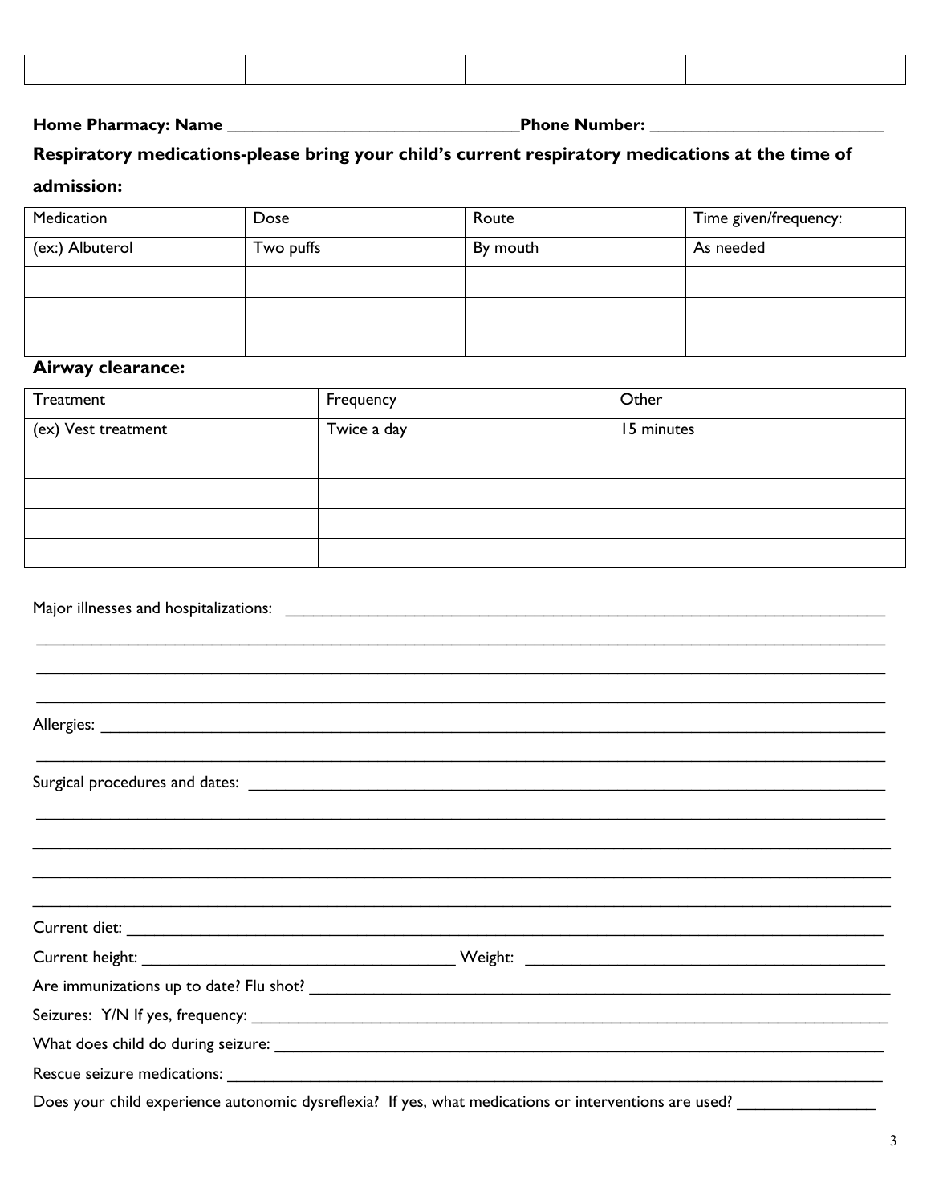| | | | |
|---|---|---|---|
| | | | |

**Home Pharmacy: Name** ________________________________**Phone Number:** __________________________

**Respiratory medications-please bring your child's current respiratory medications at the time of admission:**

| Medication | Dose | Route | Time given/frequency: |
|---|---|---|---|
| (ex:) Albuterol | Two puffs | By mouth | As needed |
| | | | |
| | | | |
| | | | |

**Airway clearance:**

| Treatment | Frequency | Other |
|---|---|---|
| (ex) Vest treatment | Twice a day | 15 minutes |
| | | |
| | | |
| | | |
| | | |

Major illnesses and hospitalizations: ______________________________________________________________________

_____________________________________________________________________________________

_____________________________________________________________________________________

_____________________________________________________________________________________

Allergies: _____________________________________________________________________________

_____________________________________________________________________________________

Surgical procedures and dates: ___________________________________________________________

_____________________________________________________________________________________

_____________________________________________________________________________________

_____________________________________________________________________________________

_____________________________________________________________________________________

Current diet: ___________________________________________________________________________

Current height: ___________________________________ Weight: ________________________________________

Are immunizations up to date? Flu shot? ____________________________________________________

Seizures: Y/N If yes, frequency: _________________________________________________________

What does child do during seizure: ________________________________________________________

Rescue seizure medications: _____________________________________________________________

Does your child experience autonomic dysreflexia? If yes, what medications or interventions are used? _______________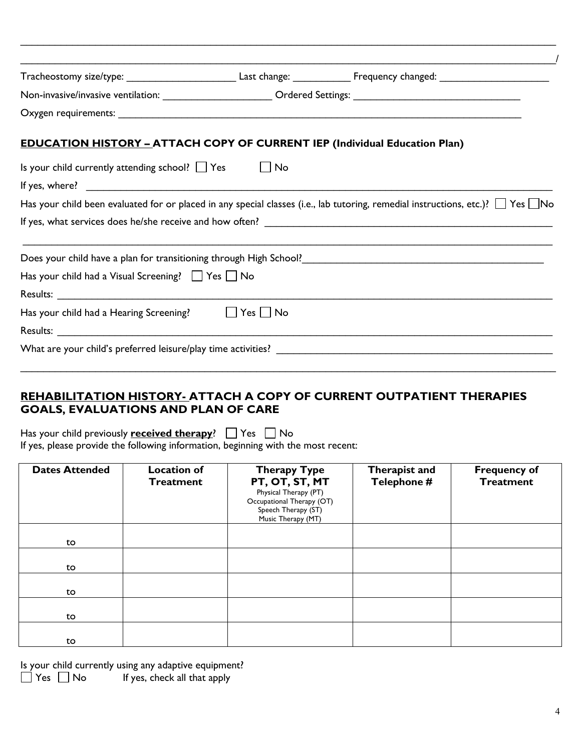______________________________________________________________________________

______________________________________________________________________________/

Tracheostomy size/type: ____________________ Last change: ___________ Frequency changed: ____________________

Non-invasive/invasive ventilation: ____________________ Ordered Settings: _______________________________

Oxygen requirements: ______________________________________________________________________________

## EDUCATION HISTORY – ATTACH COPY OF CURRENT IEP (Individual Education Plan)

Is your child currently attending school? ☐ Yes ☐ No

If yes, where? ______________________________________________________________________________

Has your child been evaluated for or placed in any special classes (i.e., lab tutoring, remedial instructions, etc.)? ☐ Yes ☐ No

If yes, what services does he/she receive and how often? _____________________________________________________

______________________________________________________________________________

Does your child have a plan for transitioning through High School?____________________________________________

Has your child had a Visual Screening? ☐ Yes ☐ No

Results: ______________________________________________________________________________

Has your child had a Hearing Screening? ☐ Yes ☐ No

Results: ______________________________________________________________________________

What are your child's preferred leisure/play time activities? _____________________________________________________

______________________________________________________________________________

## REHABILITATION HISTORY- ATTACH A COPY OF CURRENT OUTPATIENT THERAPIES GOALS, EVALUATIONS AND PLAN OF CARE

Has your child previously **received therapy**? ☐ Yes ☐ No
If yes, please provide the following information, beginning with the most recent:

| Dates Attended | Location of Treatment | Therapy Type PT, OT, ST, MT<br>Physical Therapy (PT)<br>Occupational Therapy (OT)<br>Speech Therapy (ST)<br>Music Therapy (MT) | Therapist and Telephone # | Frequency of Treatment |
|---|---|---|---|---|
| to | | | | |
| to | | | | |
| to | | | | |
| to | | | | |
| to | | | | |

Is your child currently using any adaptive equipment?
☐ Yes ☐ No If yes, check all that apply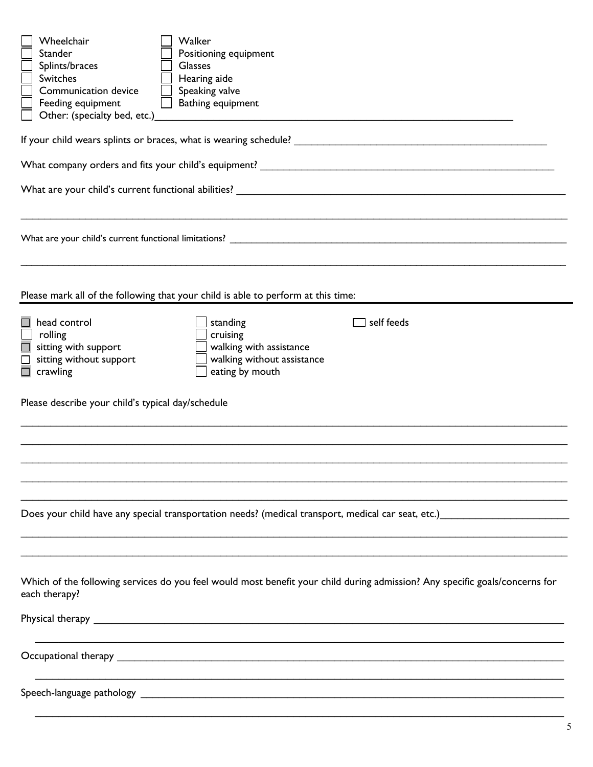- [ ] Wheelchair
- [ ] Walker
- [ ] Stander
- [ ] Positioning equipment
- [ ] Splints/braces
- [ ] Glasses
- [ ] Switches
- [ ] Hearing aide
- [ ] Communication device
- [ ] Speaking valve
- [ ] Feeding equipment
- [ ] Bathing equipment
- [ ] Other: (specialty bed, etc.)________________________________________________

If your child wears splints or braces, what is wearing schedule? ________________________________

What company orders and fits your child's equipment? ________________________________

What are your child's current functional abilities? ________________________________

________________________________________________________________

What are your child's current functional limitations? ________________________________

________________________________________________________________

Please mark all of the following that your child is able to perform at this time:

- [ ] head control
- [ ] rolling
- [ ] sitting with support
- [ ] sitting without support
- [ ] crawling
- [ ] standing
- [ ] cruising
- [ ] walking with assistance
- [ ] walking without assistance
- [ ] eating by mouth
- [ ] self feeds

Please describe your child's typical day/schedule

________________________________________________________________

________________________________________________________________

________________________________________________________________

________________________________________________________________

________________________________________________________________

Does your child have any special transportation needs? (medical transport, medical car seat, etc.)________________

________________________________________________________________

________________________________________________________________

Which of the following services do you feel would most benefit your child during admission? Any specific goals/concerns for each therapy?

Physical therapy ________________________________________________________________

________________________________________________________________

Occupational therapy ________________________________________________________________

________________________________________________________________

Speech-language pathology ________________________________________________________________

________________________________________________________________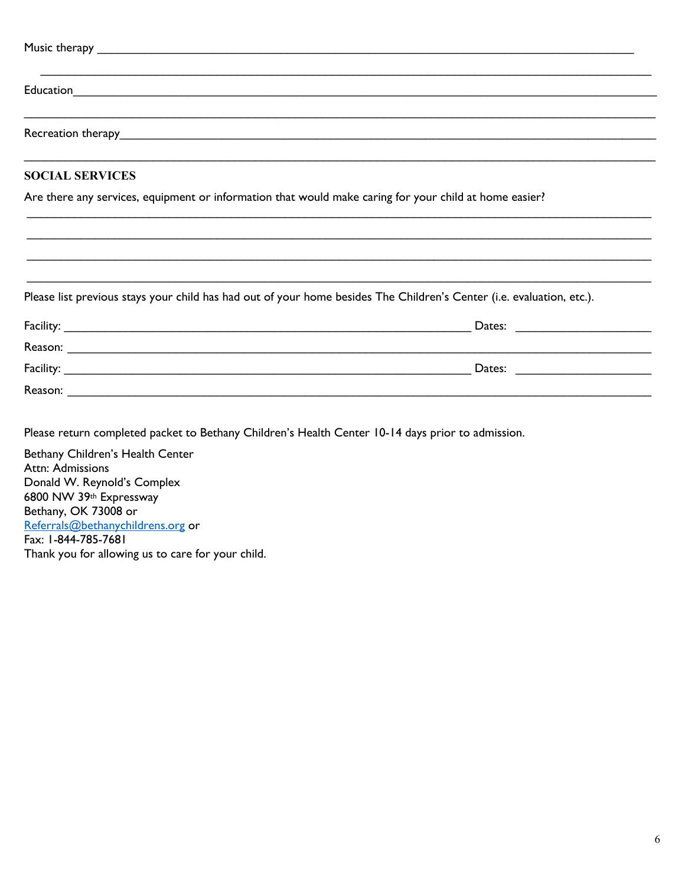Music therapy ___________________________________________________________________________

___________________________________________________________________________

Education___________________________________________________________________________

___________________________________________________________________________

Recreation therapy___________________________________________________________________________

___________________________________________________________________________

## SOCIAL SERVICES

Are there any services, equipment or information that would make caring for your child at home easier?

___________________________________________________________________________

___________________________________________________________________________

___________________________________________________________________________

___________________________________________________________________________

Please list previous stays your child has had out of your home besides The Children's Center (i.e. evaluation, etc.).

Facility: ______________________________________________ Dates: ____________________

Reason: ___________________________________________________________________________

Facility: ______________________________________________ Dates: ____________________

Reason: ___________________________________________________________________________

Please return completed packet to Bethany Children's Health Center 10-14 days prior to admission.

Bethany Children's Health Center
Attn: Admissions
Donald W. Reynold's Complex
6800 NW 39th Expressway
Bethany, OK 73008 or
Referrals@bethanychildrens.org or
Fax: 1-844-785-7681
Thank you for allowing us to care for your child.